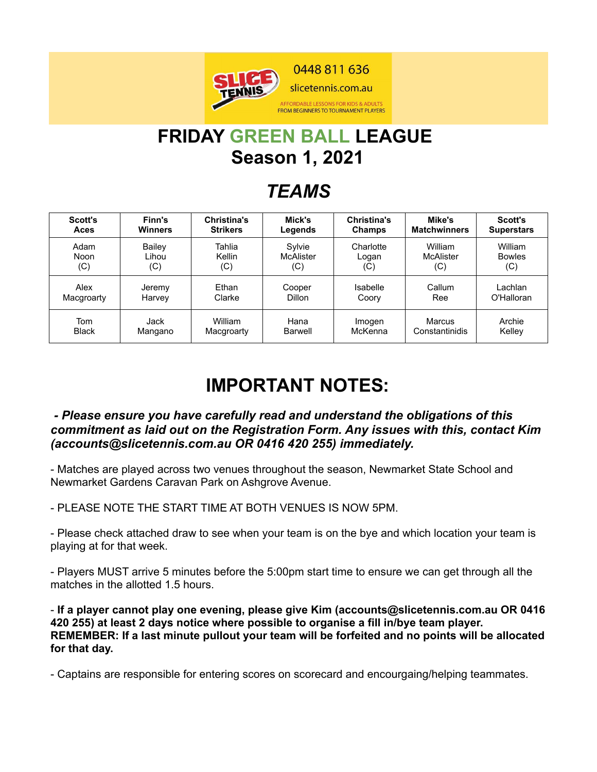0448 811 636

slicetennis.com.au

AFFORDABLE LESSONS FOR KIDS & ADULTS
FROM BEGINNERS TO TOURNAMENT PLAYERS

# FRIDAY GREEN BALL LEAGUE
# Season 1, 2021

## *TEAMS*

| Scott's Aces | Finn's Winners | Christina's Strikers | Mick's Legends | Christina's Champs | Mike's Matchwinners | Scott's Superstars |
|---|---|---|---|---|---|---|
| Adam Noon (C) | Bailey Lihou (C) | Tahlia Kellin (C) | Sylvie McAlister (C) | Charlotte Logan (C) | William McAlister (C) | William Bowles (C) |
| Alex Macgroarty | Jeremy Harvey | Ethan Clarke | Cooper Dillon | Isabelle Coory | Callum Ree | Lachlan O'Halloran |
| Tom Black | Jack Mangano | William Macgroarty | Hana Barwell | Imogen McKenna | Marcus Constantinidis | Archie Kelley |

# IMPORTANT NOTES:

***- Please ensure you have carefully read and understand the obligations of this commitment as laid out on the Registration Form. Any issues with this, contact Kim (accounts@slicetennis.com.au OR 0416 420 255) immediately.***

- Matches are played across two venues throughout the season, Newmarket State School and Newmarket Gardens Caravan Park on Ashgrove Avenue.

- PLEASE NOTE THE START TIME AT BOTH VENUES IS NOW 5PM.

- Please check attached draw to see when your team is on the bye and which location your team is playing at for that week.

- Players MUST arrive 5 minutes before the 5:00pm start time to ensure we can get through all the matches in the allotted 1.5 hours.

- **If a player cannot play one evening, please give Kim (accounts@slicetennis.com.au OR 0416 420 255) at least 2 days notice where possible to organise a fill in/bye team player. REMEMBER: If a last minute pullout your team will be forfeited and no points will be allocated for that day.**

- Captains are responsible for entering scores on scorecard and encourgaing/helping teammates.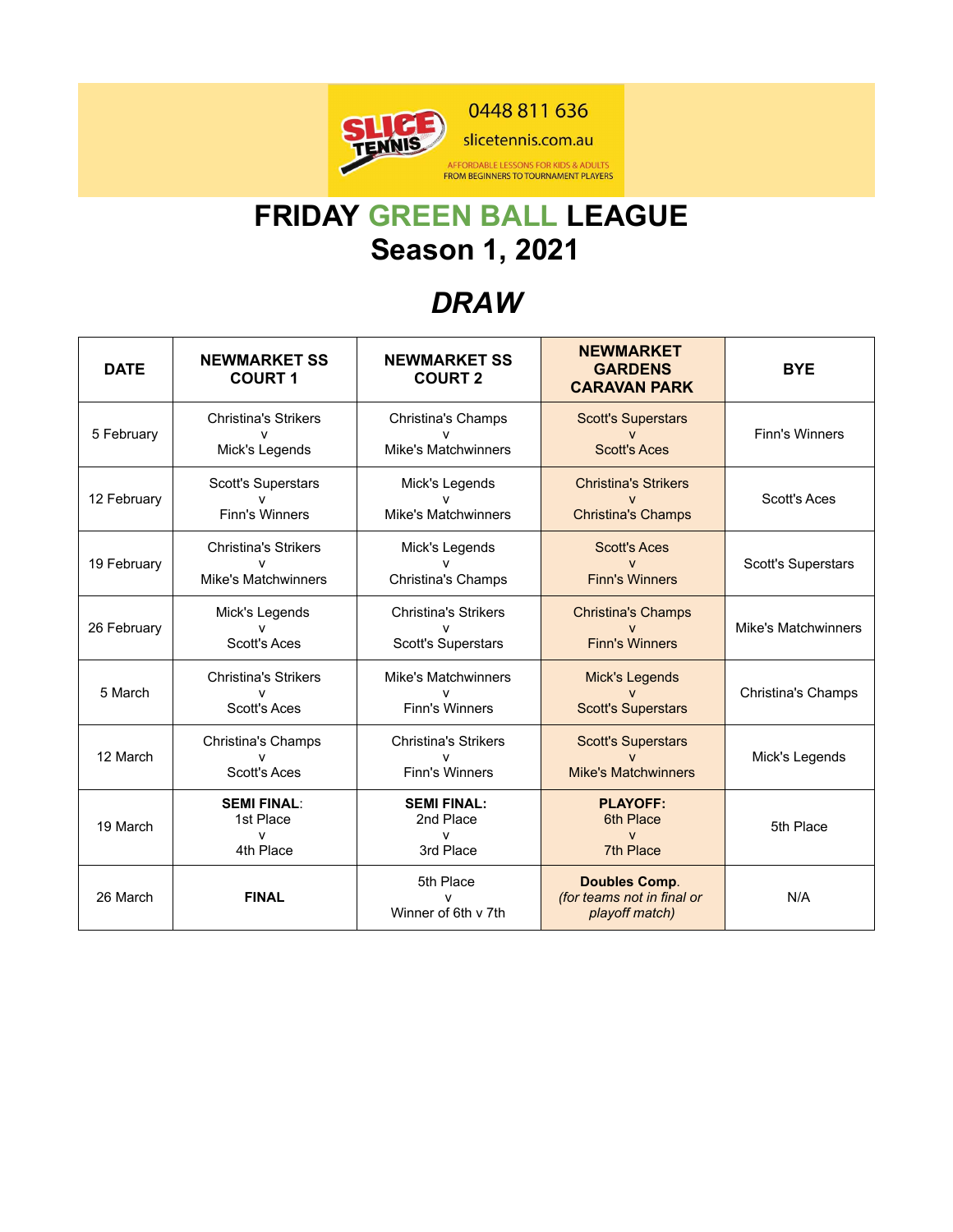0448 811 636

slicetennis.com.au

AFFORDABLE LESSONS FOR KIDS & ADULTS
FROM BEGINNERS TO TOURNAMENT PLAYERS

# FRIDAY GREEN BALL LEAGUE
# Season 1, 2021

## *DRAW*

| DATE | NEWMARKET SS COURT 1 | NEWMARKET SS COURT 2 | NEWMARKET GARDENS CARAVAN PARK | BYE |
|---|---|---|---|---|
| 5 February | Christina's Strikers v Mick's Legends | Christina's Champs v Mike's Matchwinners | Scott's Superstars v Scott's Aces | Finn's Winners |
| 12 February | Scott's Superstars v Finn's Winners | Mick's Legends v Mike's Matchwinners | Christina's Strikers v Christina's Champs | Scott's Aces |
| 19 February | Christina's Strikers v Mike's Matchwinners | Mick's Legends v Christina's Champs | Scott's Aces v Finn's Winners | Scott's Superstars |
| 26 February | Mick's Legends v Scott's Aces | Christina's Strikers v Scott's Superstars | Christina's Champs v Finn's Winners | Mike's Matchwinners |
| 5 March | Christina's Strikers v Scott's Aces | Mike's Matchwinners v Finn's Winners | Mick's Legends v Scott's Superstars | Christina's Champs |
| 12 March | Christina's Champs v Scott's Aces | Christina's Strikers v Finn's Winners | Scott's Superstars v Mike's Matchwinners | Mick's Legends |
| 19 March | **SEMI FINAL**: 1st Place v 4th Place | **SEMI FINAL:** 2nd Place v 3rd Place | **PLAYOFF:** 6th Place v 7th Place | 5th Place |
| 26 March | **FINAL** | 5th Place v Winner of 6th v 7th | **Doubles Comp**. *(for teams not in final or playoff match)* | N/A |